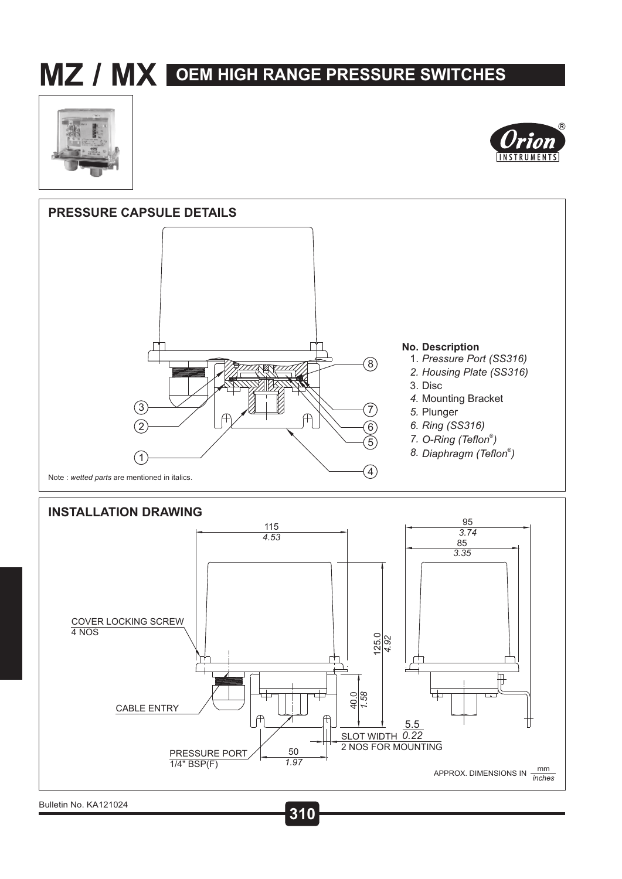# MZ / MX OEM HIGH RANGE PRESSURE SWITCHES

## PRESSURE CAPSULE DETAILS

**No. Description**

1. *Pressure Port (SS316)*
2. *Housing Plate (SS316)*
3. Disc
4. Mounting Bracket
5. *Plunger*
6. *Ring (SS316)*
7. *O-Ring (Teflon®)*
8. *Diaphragm (Teflon®)*

Note : *wetted parts* are mentioned in italics.

## INSTALLATION DRAWING

- COVER LOCKING SCREW 4 NOS
- CABLE ENTRY
- PRESSURE PORT 1/4" BSP(F)
- SLOT WIDTH 5.5 / *0.22*, 2 NOS FOR MOUNTING
- 115 / *4.53*
- 95 / *3.74*
- 85 / *3.35*
- 125.0 / *4.92*
- 40.0 / *1.58*
- 50 / *1.97*

APPROX. DIMENSIONS IN mm / *inches*

Bulletin No. KA121024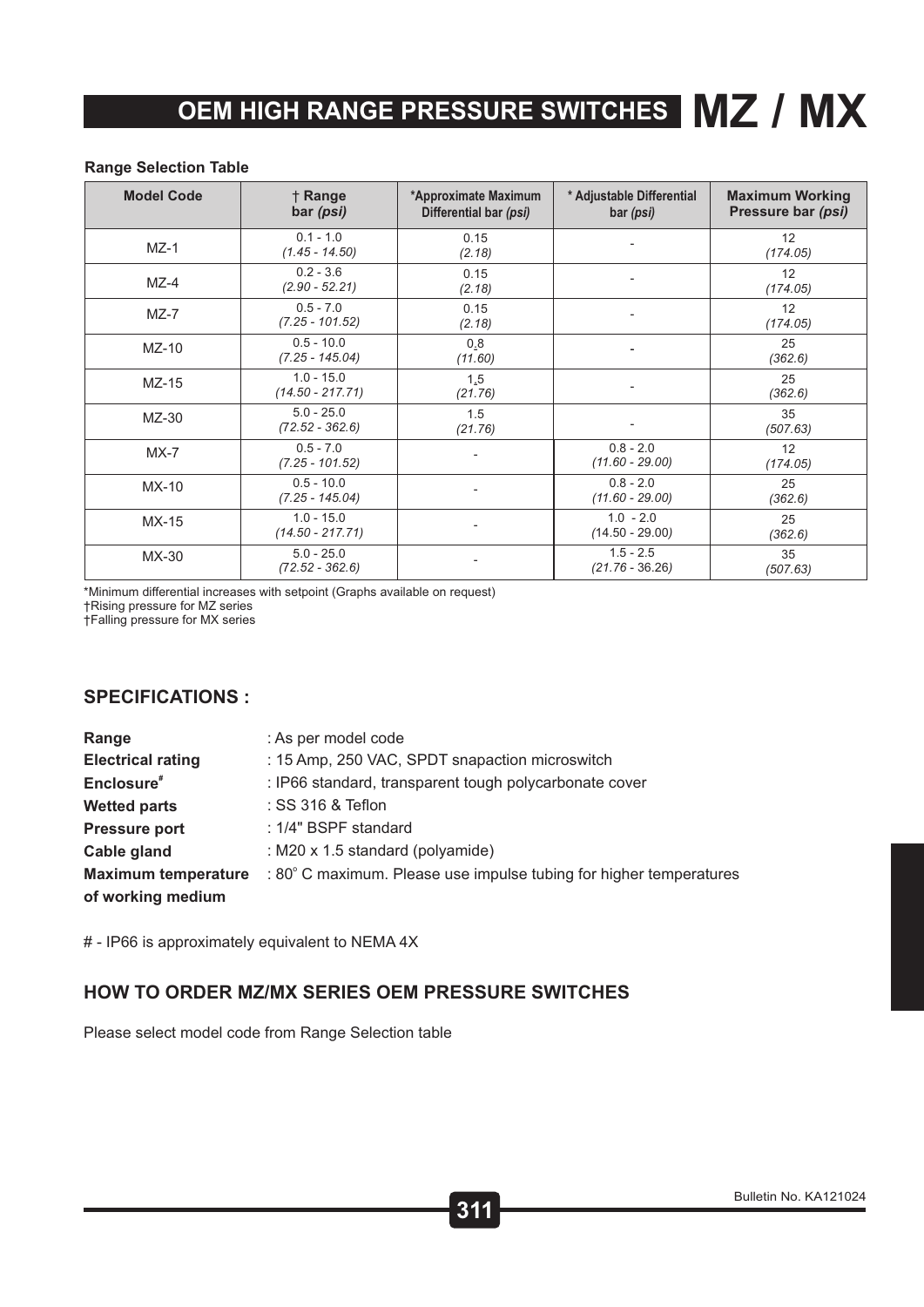# OEM HIGH RANGE PRESSURE SWITCHES MZ / MX

**Range Selection Table**

| Model Code | † Range bar *(psi)* | *Approximate Maximum Differential bar *(psi)* | * Adjustable Differential bar *(psi)* | Maximum Working Pressure bar *(psi)* |
|---|---|---|---|---|
| MZ-1 | 0.1 - 1.0 *(1.45 - 14.50)* | 0.15 *(2.18)* | - | 12 *(174.05)* |
| MZ-4 | 0.2 - 3.6 *(2.90 - 52.21)* | 0.15 *(2.18)* | - | 12 *(174.05)* |
| MZ-7 | 0.5 - 7.0 *(7.25 - 101.52)* | 0.15 *(2.18)* | - | 12 *(174.05)* |
| MZ-10 | 0.5 - 10.0 *(7.25 - 145.04)* | 0.8 *(11.60)* | - | 25 *(362.6)* |
| MZ-15 | 1.0 - 15.0 *(14.50 - 217.71)* | 1.5 *(21.76)* | - | 25 *(362.6)* |
| MZ-30 | 5.0 - 25.0 *(72.52 - 362.6)* | 1.5 *(21.76)* | - | 35 *(507.63)* |
| MX-7 | 0.5 - 7.0 *(7.25 - 101.52)* | - | 0.8 - 2.0 *(11.60 - 29.00)* | 12 *(174.05)* |
| MX-10 | 0.5 - 10.0 *(7.25 - 145.04)* | - | 0.8 - 2.0 *(11.60 - 29.00)* | 25 *(362.6)* |
| MX-15 | 1.0 - 15.0 *(14.50 - 217.71)* | - | 1.0 - 2.0 *(14.50 - 29.00)* | 25 *(362.6)* |
| MX-30 | 5.0 - 25.0 *(72.52 - 362.6)* | - | 1.5 - 2.5 *(21.76 - 36.26)* | 35 *(507.63)* |

*Minimum differential increases with setpoint (Graphs available on request)
†Rising pressure for MZ series
†Falling pressure for MX series

## SPECIFICATIONS :

**Range** : As per model code
**Electrical rating** : 15 Amp, 250 VAC, SPDT snapaction microswitch
**Enclosure#** : IP66 standard, transparent tough polycarbonate cover
**Wetted parts** : SS 316 & Teflon
**Pressure port** : 1/4" BSPF standard
**Cable gland** : M20 x 1.5 standard (polyamide)
**Maximum temperature of working medium** : 80° C maximum. Please use impulse tubing for higher temperatures

# - IP66 is approximately equivalent to NEMA 4X

## HOW TO ORDER MZ/MX SERIES OEM PRESSURE SWITCHES

Please select model code from Range Selection table

Bulletin No. KA121024